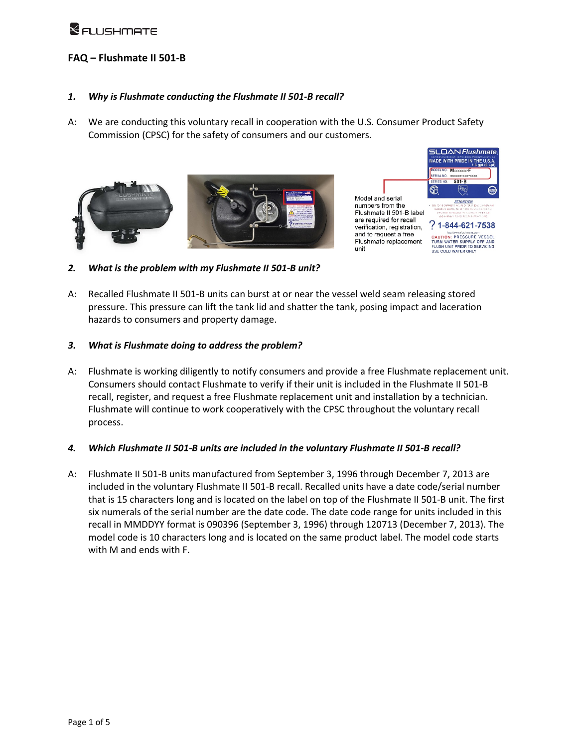# FAQ – Flushmate II 501-B

### *1. Why is Flushmate conducting the Flushmate II 501-B recall?*

A: We are conducting this voluntary recall in cooperation with the U.S. Consumer Product Safety Commission (CPSC) for the safety of consumers and our customers.

Model and serial numbers from the Flushmate II 501-B label are required for recall verification, registration, and to request a free Flushmate replacement unit

### *2. What is the problem with my Flushmate II 501-B unit?*

A: Recalled Flushmate II 501-B units can burst at or near the vessel weld seam releasing stored pressure. This pressure can lift the tank lid and shatter the tank, posing impact and laceration hazards to consumers and property damage.

### *3. What is Flushmate doing to address the problem?*

A: Flushmate is working diligently to notify consumers and provide a free Flushmate replacement unit. Consumers should contact Flushmate to verify if their unit is included in the Flushmate II 501-B recall, register, and request a free Flushmate replacement unit and installation by a technician. Flushmate will continue to work cooperatively with the CPSC throughout the voluntary recall process.

### *4. Which Flushmate II 501-B units are included in the voluntary Flushmate II 501-B recall?*

A: Flushmate II 501-B units manufactured from September 3, 1996 through December 7, 2013 are included in the voluntary Flushmate II 501-B recall. Recalled units have a date code/serial number that is 15 characters long and is located on the label on top of the Flushmate II 501-B unit. The first six numerals of the serial number are the date code. The date code range for units included in this recall in MMDDYY format is 090396 (September 3, 1996) through 120713 (December 7, 2013). The model code is 10 characters long and is located on the same product label. The model code starts with M and ends with F.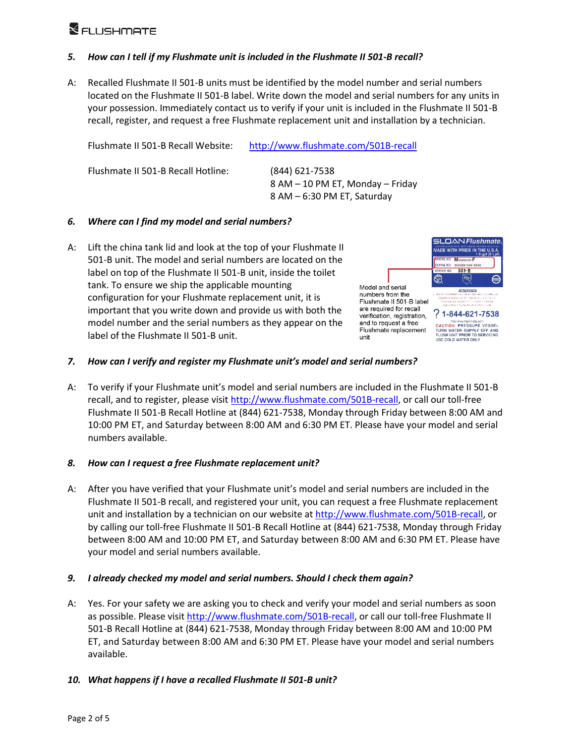***5. How can I tell if my Flushmate unit is included in the Flushmate II 501-B recall?***

A: Recalled Flushmate II 501-B units must be identified by the model number and serial numbers located on the Flushmate II 501-B label. Write down the model and serial numbers for any units in your possession. Immediately contact us to verify if your unit is included in the Flushmate II 501-B recall, register, and request a free Flushmate replacement unit and installation by a technician.

Flushmate II 501-B Recall Website: http://www.flushmate.com/501B-recall

Flushmate II 501-B Recall Hotline: (844) 621-7538
8 AM – 10 PM ET, Monday – Friday
8 AM – 6:30 PM ET, Saturday

***6. Where can I find my model and serial numbers?***

A: Lift the china tank lid and look at the top of your Flushmate II 501-B unit. The model and serial numbers are located on the label on top of the Flushmate II 501-B unit, inside the toilet tank. To ensure we ship the applicable mounting configuration for your Flushmate replacement unit, it is important that you write down and provide us with both the model number and the serial numbers as they appear on the label of the Flushmate II 501-B unit.

Model and serial numbers from the Flushmate II 501-B label are required for recall verification, registration, and to request a free Flushmate replacement unit

***7. How can I verify and register my Flushmate unit's model and serial numbers?***

A: To verify if your Flushmate unit's model and serial numbers are included in the Flushmate II 501-B recall, and to register, please visit http://www.flushmate.com/501B-recall, or call our toll-free Flushmate II 501-B Recall Hotline at (844) 621-7538, Monday through Friday between 8:00 AM and 10:00 PM ET, and Saturday between 8:00 AM and 6:30 PM ET. Please have your model and serial numbers available.

***8. How can I request a free Flushmate replacement unit?***

A: After you have verified that your Flushmate unit's model and serial numbers are included in the Flushmate II 501-B recall, and registered your unit, you can request a free Flushmate replacement unit and installation by a technician on our website at http://www.flushmate.com/501B-recall, or by calling our toll-free Flushmate II 501-B Recall Hotline at (844) 621-7538, Monday through Friday between 8:00 AM and 10:00 PM ET, and Saturday between 8:00 AM and 6:30 PM ET. Please have your model and serial numbers available.

***9. I already checked my model and serial numbers. Should I check them again?***

A: Yes. For your safety we are asking you to check and verify your model and serial numbers as soon as possible. Please visit http://www.flushmate.com/501B-recall, or call our toll-free Flushmate II 501-B Recall Hotline at (844) 621-7538, Monday through Friday between 8:00 AM and 10:00 PM ET, and Saturday between 8:00 AM and 6:30 PM ET. Please have your model and serial numbers available.

***10. What happens if I have a recalled Flushmate II 501-B unit?***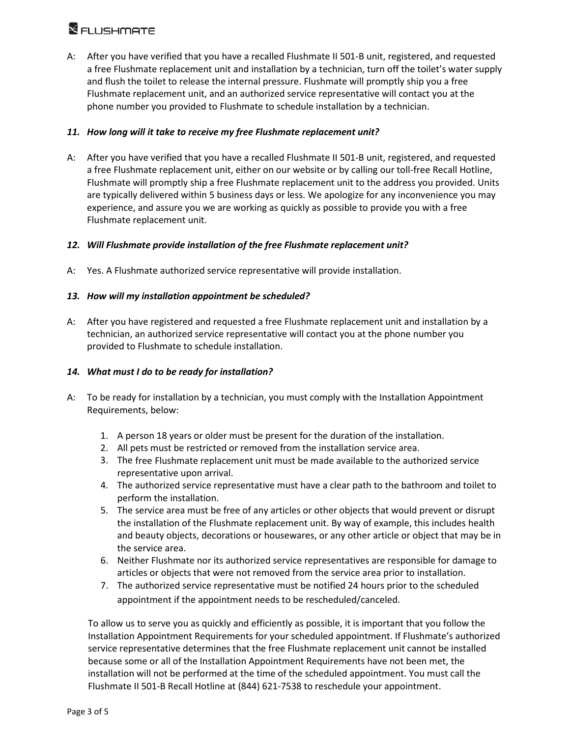A: After you have verified that you have a recalled Flushmate II 501-B unit, registered, and requested a free Flushmate replacement unit and installation by a technician, turn off the toilet's water supply and flush the toilet to release the internal pressure. Flushmate will promptly ship you a free Flushmate replacement unit, and an authorized service representative will contact you at the phone number you provided to Flushmate to schedule installation by a technician.

***11. How long will it take to receive my free Flushmate replacement unit?***

A: After you have verified that you have a recalled Flushmate II 501-B unit, registered, and requested a free Flushmate replacement unit, either on our website or by calling our toll-free Recall Hotline, Flushmate will promptly ship a free Flushmate replacement unit to the address you provided. Units are typically delivered within 5 business days or less. We apologize for any inconvenience you may experience, and assure you we are working as quickly as possible to provide you with a free Flushmate replacement unit.

***12. Will Flushmate provide installation of the free Flushmate replacement unit?***

A: Yes. A Flushmate authorized service representative will provide installation.

***13. How will my installation appointment be scheduled?***

A: After you have registered and requested a free Flushmate replacement unit and installation by a technician, an authorized service representative will contact you at the phone number you provided to Flushmate to schedule installation.

***14. What must I do to be ready for installation?***

A: To be ready for installation by a technician, you must comply with the Installation Appointment Requirements, below:

1. A person 18 years or older must be present for the duration of the installation.
2. All pets must be restricted or removed from the installation service area.
3. The free Flushmate replacement unit must be made available to the authorized service representative upon arrival.
4. The authorized service representative must have a clear path to the bathroom and toilet to perform the installation.
5. The service area must be free of any articles or other objects that would prevent or disrupt the installation of the Flushmate replacement unit. By way of example, this includes health and beauty objects, decorations or housewares, or any other article or object that may be in the service area.
6. Neither Flushmate nor its authorized service representatives are responsible for damage to articles or objects that were not removed from the service area prior to installation.
7. The authorized service representative must be notified 24 hours prior to the scheduled appointment if the appointment needs to be rescheduled/canceled.

To allow us to serve you as quickly and efficiently as possible, it is important that you follow the Installation Appointment Requirements for your scheduled appointment. If Flushmate's authorized service representative determines that the free Flushmate replacement unit cannot be installed because some or all of the Installation Appointment Requirements have not been met, the installation will not be performed at the time of the scheduled appointment. You must call the Flushmate II 501-B Recall Hotline at (844) 621-7538 to reschedule your appointment.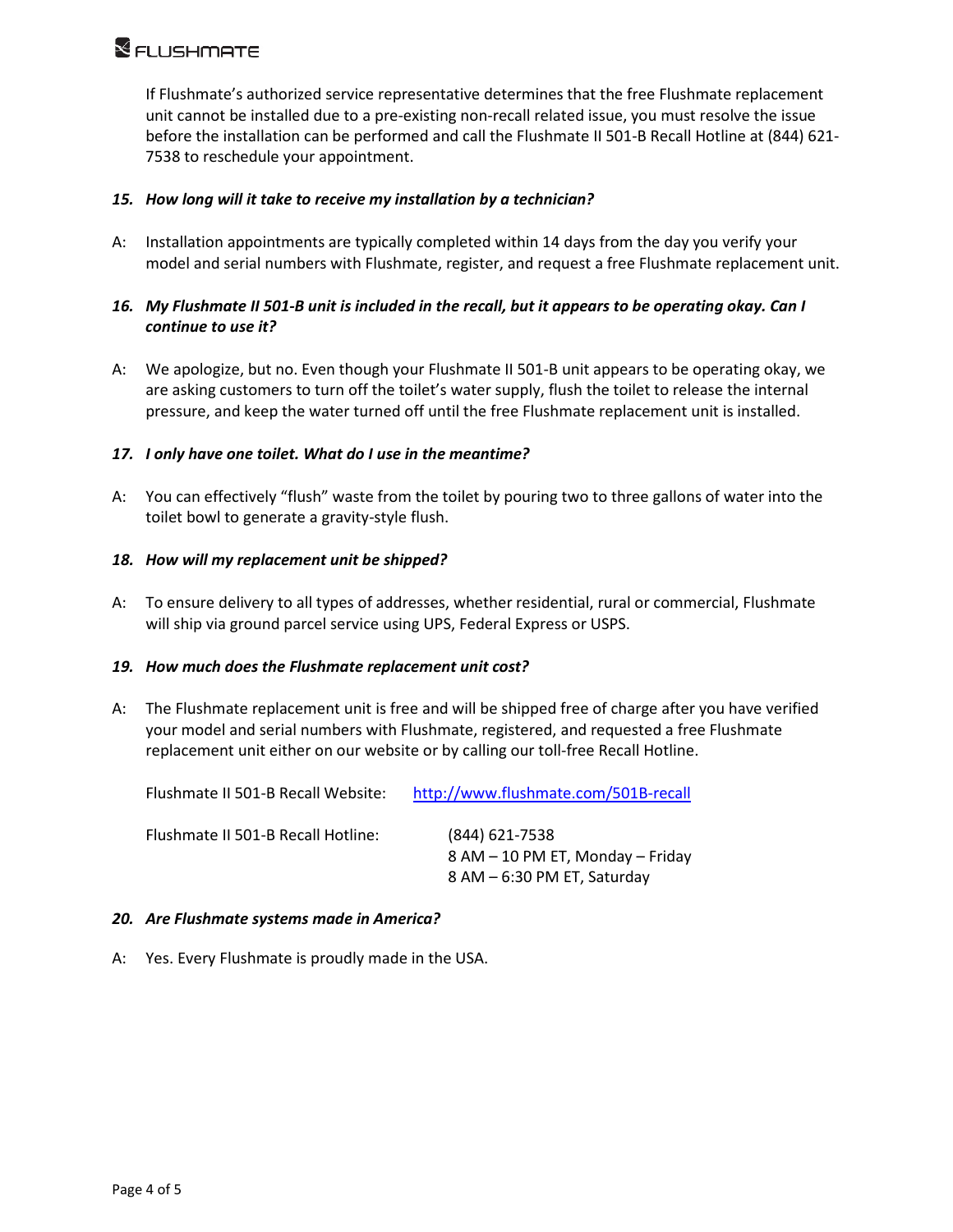If Flushmate's authorized service representative determines that the free Flushmate replacement unit cannot be installed due to a pre-existing non-recall related issue, you must resolve the issue before the installation can be performed and call the Flushmate II 501-B Recall Hotline at (844) 621-7538 to reschedule your appointment.

***15. How long will it take to receive my installation by a technician?***

A: Installation appointments are typically completed within 14 days from the day you verify your model and serial numbers with Flushmate, register, and request a free Flushmate replacement unit.

***16. My Flushmate II 501-B unit is included in the recall, but it appears to be operating okay. Can I continue to use it?***

A: We apologize, but no. Even though your Flushmate II 501-B unit appears to be operating okay, we are asking customers to turn off the toilet's water supply, flush the toilet to release the internal pressure, and keep the water turned off until the free Flushmate replacement unit is installed.

***17. I only have one toilet. What do I use in the meantime?***

A: You can effectively "flush" waste from the toilet by pouring two to three gallons of water into the toilet bowl to generate a gravity-style flush.

***18. How will my replacement unit be shipped?***

A: To ensure delivery to all types of addresses, whether residential, rural or commercial, Flushmate will ship via ground parcel service using UPS, Federal Express or USPS.

***19. How much does the Flushmate replacement unit cost?***

A: The Flushmate replacement unit is free and will be shipped free of charge after you have verified your model and serial numbers with Flushmate, registered, and requested a free Flushmate replacement unit either on our website or by calling our toll-free Recall Hotline.

Flushmate II 501-B Recall Website: http://www.flushmate.com/501B-recall

Flushmate II 501-B Recall Hotline: (844) 621-7538
8 AM – 10 PM ET, Monday – Friday
8 AM – 6:30 PM ET, Saturday

***20. Are Flushmate systems made in America?***

A: Yes. Every Flushmate is proudly made in the USA.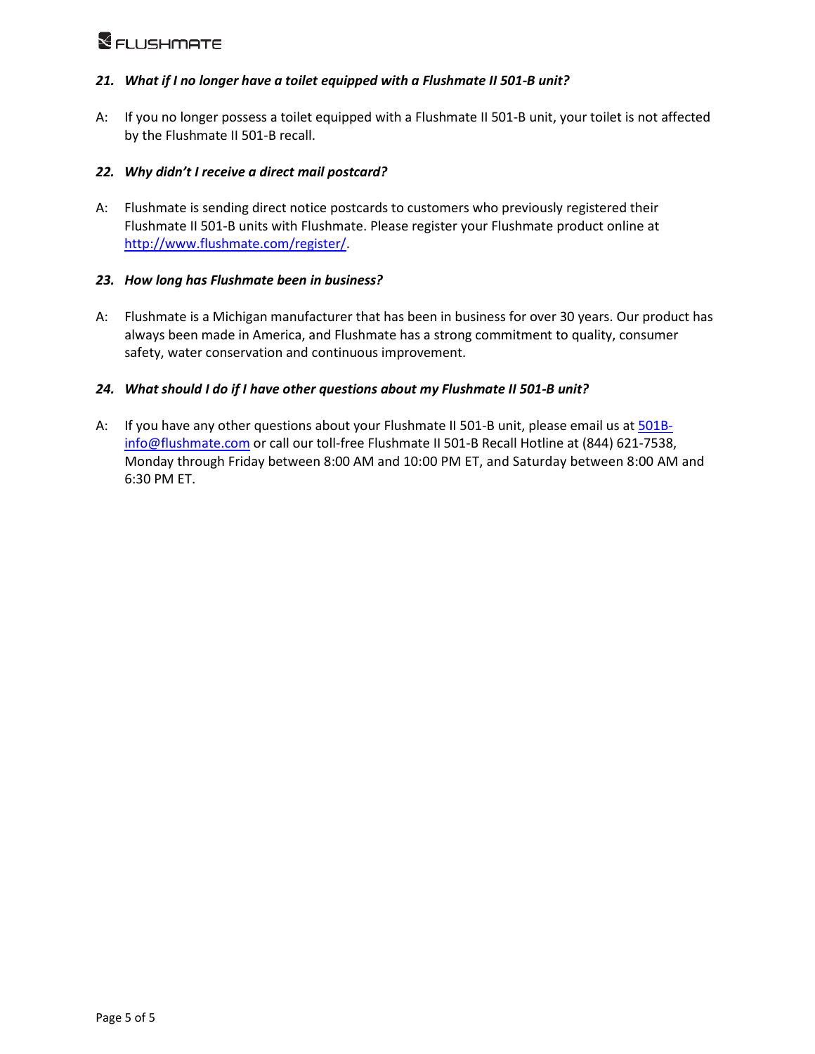***21. What if I no longer have a toilet equipped with a Flushmate II 501-B unit?***

A: If you no longer possess a toilet equipped with a Flushmate II 501-B unit, your toilet is not affected by the Flushmate II 501-B recall.

***22. Why didn't I receive a direct mail postcard?***

A: Flushmate is sending direct notice postcards to customers who previously registered their Flushmate II 501-B units with Flushmate. Please register your Flushmate product online at http://www.flushmate.com/register/.

***23. How long has Flushmate been in business?***

A: Flushmate is a Michigan manufacturer that has been in business for over 30 years. Our product has always been made in America, and Flushmate has a strong commitment to quality, consumer safety, water conservation and continuous improvement.

***24. What should I do if I have other questions about my Flushmate II 501-B unit?***

A: If you have any other questions about your Flushmate II 501-B unit, please email us at 501B-info@flushmate.com or call our toll-free Flushmate II 501-B Recall Hotline at (844) 621-7538, Monday through Friday between 8:00 AM and 10:00 PM ET, and Saturday between 8:00 AM and 6:30 PM ET.